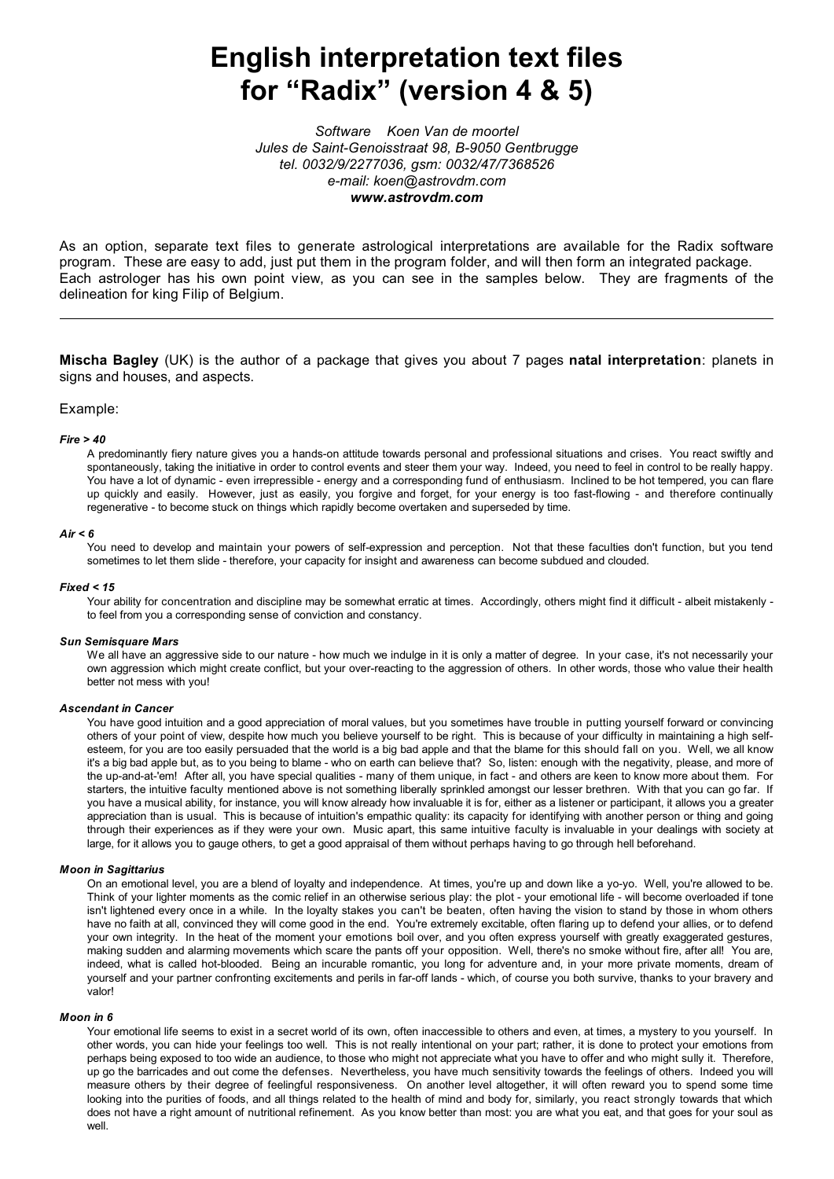# English interpretation text files for "Radix" (version 4 & 5)

*Software Koen Van de moortel*
*Jules de Saint-Genoisstraat 98, B-9050 Gentbrugge*
*tel. 0032/9/2277036, gsm: 0032/47/7368526*
*e-mail: koen@astrovdm.com*
***www.astrovdm.com***

As an option, separate text files to generate astrological interpretations are available for the Radix software program. These are easy to add, just put them in the program folder, and will then form an integrated package. Each astrologer has his own point view, as you can see in the samples below. They are fragments of the delineation for king Filip of Belgium.

---

**Mischa Bagley** (UK) is the author of a package that gives you about 7 pages **natal interpretation**: planets in signs and houses, and aspects.

Example:

***Fire > 40***

A predominantly fiery nature gives you a hands-on attitude towards personal and professional situations and crises. You react swiftly and spontaneously, taking the initiative in order to control events and steer them your way. Indeed, you need to feel in control to be really happy. You have a lot of dynamic - even irrepressible - energy and a corresponding fund of enthusiasm. Inclined to be hot tempered, you can flare up quickly and easily. However, just as easily, you forgive and forget, for your energy is too fast-flowing - and therefore continually regenerative - to become stuck on things which rapidly become overtaken and superseded by time.

***Air < 6***

You need to develop and maintain your powers of self-expression and perception. Not that these faculties don't function, but you tend sometimes to let them slide - therefore, your capacity for insight and awareness can become subdued and clouded.

***Fixed < 15***

Your ability for concentration and discipline may be somewhat erratic at times. Accordingly, others might find it difficult - albeit mistakenly - to feel from you a corresponding sense of conviction and constancy.

***Sun Semisquare Mars***

We all have an aggressive side to our nature - how much we indulge in it is only a matter of degree. In your case, it's not necessarily your own aggression which might create conflict, but your over-reacting to the aggression of others. In other words, those who value their health better not mess with you!

***Ascendant in Cancer***

You have good intuition and a good appreciation of moral values, but you sometimes have trouble in putting yourself forward or convincing others of your point of view, despite how much you believe yourself to be right. This is because of your difficulty in maintaining a high self-esteem, for you are too easily persuaded that the world is a big bad apple and that the blame for this should fall on you. Well, we all know it's a big bad apple but, as to you being to blame - who on earth can believe that? So, listen: enough with the negativity, please, and more of the up-and-at-'em! After all, you have special qualities - many of them unique, in fact - and others are keen to know more about them. For starters, the intuitive faculty mentioned above is not something liberally sprinkled amongst our lesser brethren. With that you can go far. If you have a musical ability, for instance, you will know already how invaluable it is for, either as a listener or participant, it allows you a greater appreciation than is usual. This is because of intuition's empathic quality: its capacity for identifying with another person or thing and going through their experiences as if they were your own. Music apart, this same intuitive faculty is invaluable in your dealings with society at large, for it allows you to gauge others, to get a good appraisal of them without perhaps having to go through hell beforehand.

***Moon in Sagittarius***

On an emotional level, you are a blend of loyalty and independence. At times, you're up and down like a yo-yo. Well, you're allowed to be. Think of your lighter moments as the comic relief in an otherwise serious play: the plot - your emotional life - will become overloaded if tone isn't lightened every once in a while. In the loyalty stakes you can't be beaten, often having the vision to stand by those in whom others have no faith at all, convinced they will come good in the end. You're extremely excitable, often flaring up to defend your allies, or to defend your own integrity. In the heat of the moment your emotions boil over, and you often express yourself with greatly exaggerated gestures, making sudden and alarming movements which scare the pants off your opposition. Well, there's no smoke without fire, after all! You are, indeed, what is called hot-blooded. Being an incurable romantic, you long for adventure and, in your more private moments, dream of yourself and your partner confronting excitements and perils in far-off lands - which, of course you both survive, thanks to your bravery and valor!

***Moon in 6***

Your emotional life seems to exist in a secret world of its own, often inaccessible to others and even, at times, a mystery to you yourself. In other words, you can hide your feelings too well. This is not really intentional on your part; rather, it is done to protect your emotions from perhaps being exposed to too wide an audience, to those who might not appreciate what you have to offer and who might sully it. Therefore, up go the barricades and out come the defenses. Nevertheless, you have much sensitivity towards the feelings of others. Indeed you will measure others by their degree of feelingful responsiveness. On another level altogether, it will often reward you to spend some time looking into the purities of foods, and all things related to the health of mind and body for, similarly, you react strongly towards that which does not have a right amount of nutritional refinement. As you know better than most: you are what you eat, and that goes for your soul as well.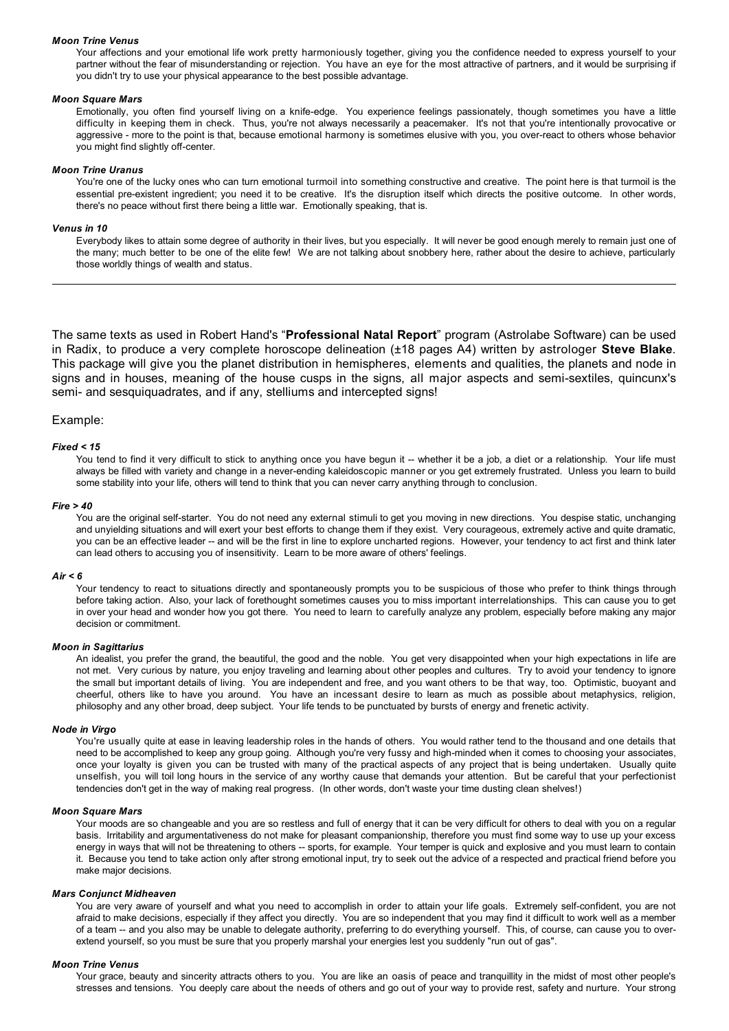***Moon Trine Venus***

Your affections and your emotional life work pretty harmoniously together, giving you the confidence needed to express yourself to your partner without the fear of misunderstanding or rejection. You have an eye for the most attractive of partners, and it would be surprising if you didn't try to use your physical appearance to the best possible advantage.

***Moon Square Mars***

Emotionally, you often find yourself living on a knife-edge. You experience feelings passionately, though sometimes you have a little difficulty in keeping them in check. Thus, you're not always necessarily a peacemaker. It's not that you're intentionally provocative or aggressive - more to the point is that, because emotional harmony is sometimes elusive with you, you over-react to others whose behavior you might find slightly off-center.

***Moon Trine Uranus***

You're one of the lucky ones who can turn emotional turmoil into something constructive and creative. The point here is that turmoil is the essential pre-existent ingredient; you need it to be creative. It's the disruption itself which directs the positive outcome. In other words, there's no peace without first there being a little war. Emotionally speaking, that is.

***Venus in 10***

Everybody likes to attain some degree of authority in their lives, but you especially. It will never be good enough merely to remain just one of the many; much better to be one of the elite few! We are not talking about snobbery here, rather about the desire to achieve, particularly those worldly things of wealth and status.

---

The same texts as used in Robert Hand's "**Professional Natal Report**" program (Astrolabe Software) can be used in Radix, to produce a very complete horoscope delineation (±18 pages A4) written by astrologer **Steve Blake**. This package will give you the planet distribution in hemispheres, elements and qualities, the planets and node in signs and in houses, meaning of the house cusps in the signs, all major aspects and semi-sextiles, quincunx's semi- and sesquiquadrates, and if any, stelliums and intercepted signs!

Example:

***Fixed < 15***

You tend to find it very difficult to stick to anything once you have begun it -- whether it be a job, a diet or a relationship. Your life must always be filled with variety and change in a never-ending kaleidoscopic manner or you get extremely frustrated. Unless you learn to build some stability into your life, others will tend to think that you can never carry anything through to conclusion.

***Fire > 40***

You are the original self-starter. You do not need any external stimuli to get you moving in new directions. You despise static, unchanging and unyielding situations and will exert your best efforts to change them if they exist. Very courageous, extremely active and quite dramatic, you can be an effective leader -- and will be the first in line to explore uncharted regions. However, your tendency to act first and think later can lead others to accusing you of insensitivity. Learn to be more aware of others' feelings.

***Air < 6***

Your tendency to react to situations directly and spontaneously prompts you to be suspicious of those who prefer to think things through before taking action. Also, your lack of forethought sometimes causes you to miss important interrelationships. This can cause you to get in over your head and wonder how you got there. You need to learn to carefully analyze any problem, especially before making any major decision or commitment.

***Moon in Sagittarius***

An idealist, you prefer the grand, the beautiful, the good and the noble. You get very disappointed when your high expectations in life are not met. Very curious by nature, you enjoy traveling and learning about other peoples and cultures. Try to avoid your tendency to ignore the small but important details of living. You are independent and free, and you want others to be that way, too. Optimistic, buoyant and cheerful, others like to have you around. You have an incessant desire to learn as much as possible about metaphysics, religion, philosophy and any other broad, deep subject. Your life tends to be punctuated by bursts of energy and frenetic activity.

***Node in Virgo***

You're usually quite at ease in leaving leadership roles in the hands of others. You would rather tend to the thousand and one details that need to be accomplished to keep any group going. Although you're very fussy and high-minded when it comes to choosing your associates, once your loyalty is given you can be trusted with many of the practical aspects of any project that is being undertaken. Usually quite unselfish, you will toil long hours in the service of any worthy cause that demands your attention. But be careful that your perfectionist tendencies don't get in the way of making real progress. (In other words, don't waste your time dusting clean shelves!)

***Moon Square Mars***

Your moods are so changeable and you are so restless and full of energy that it can be very difficult for others to deal with you on a regular basis. Irritability and argumentativeness do not make for pleasant companionship, therefore you must find some way to use up your excess energy in ways that will not be threatening to others -- sports, for example. Your temper is quick and explosive and you must learn to contain it. Because you tend to take action only after strong emotional input, try to seek out the advice of a respected and practical friend before you make major decisions.

***Mars Conjunct Midheaven***

You are very aware of yourself and what you need to accomplish in order to attain your life goals. Extremely self-confident, you are not afraid to make decisions, especially if they affect you directly. You are so independent that you may find it difficult to work well as a member of a team -- and you also may be unable to delegate authority, preferring to do everything yourself. This, of course, can cause you to over-extend yourself, so you must be sure that you properly marshal your energies lest you suddenly "run out of gas".

***Moon Trine Venus***

Your grace, beauty and sincerity attracts others to you. You are like an oasis of peace and tranquillity in the midst of most other people's stresses and tensions. You deeply care about the needs of others and go out of your way to provide rest, safety and nurture. Your strong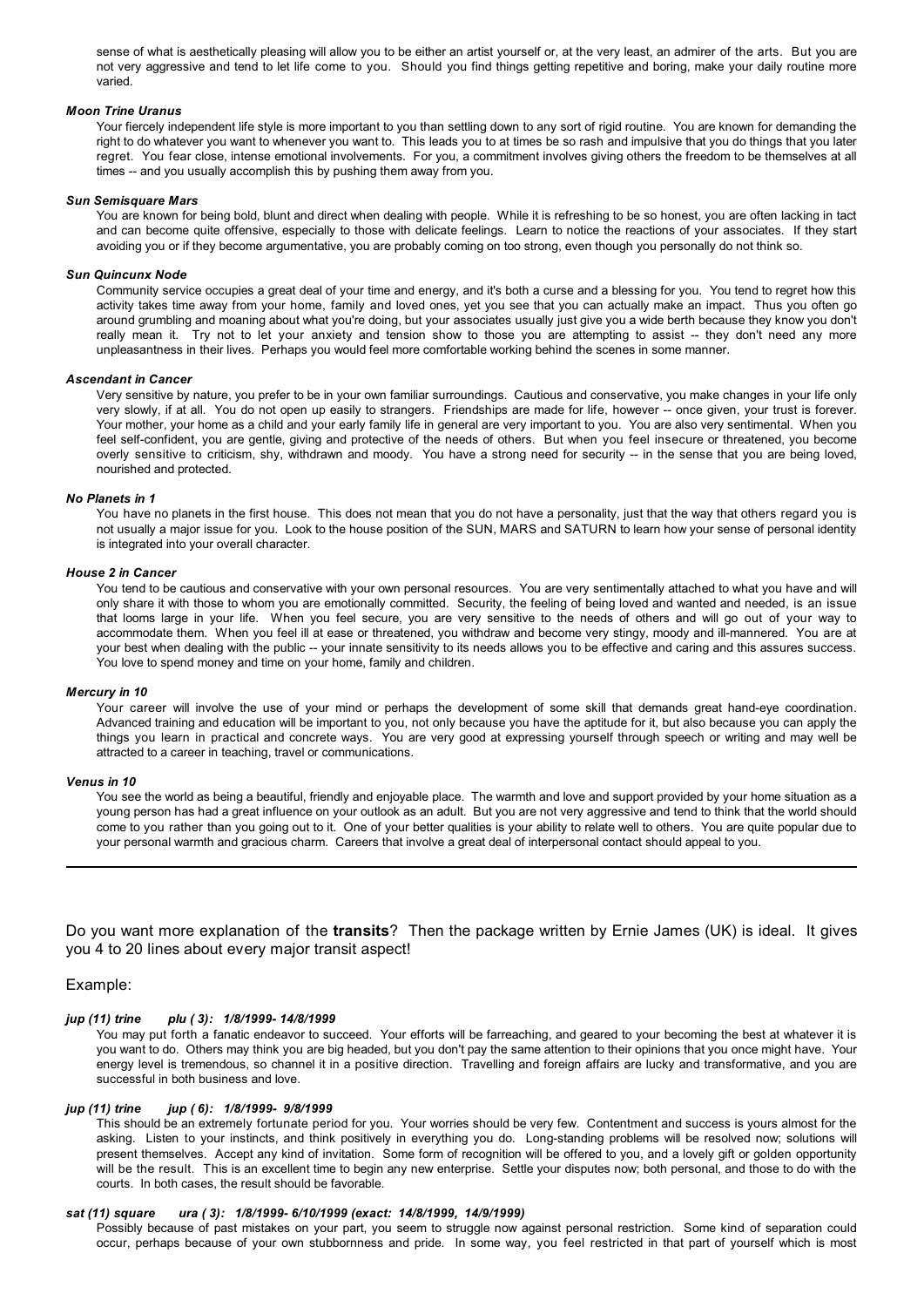sense of what is aesthetically pleasing will allow you to be either an artist yourself or, at the very least, an admirer of the arts. But you are not very aggressive and tend to let life come to you. Should you find things getting repetitive and boring, make your daily routine more varied.

***Moon Trine Uranus***

Your fiercely independent life style is more important to you than settling down to any sort of rigid routine. You are known for demanding the right to do whatever you want to whenever you want to. This leads you to at times be so rash and impulsive that you do things that you later regret. You fear close, intense emotional involvements. For you, a commitment involves giving others the freedom to be themselves at all times -- and you usually accomplish this by pushing them away from you.

***Sun Semisquare Mars***

You are known for being bold, blunt and direct when dealing with people. While it is refreshing to be so honest, you are often lacking in tact and can become quite offensive, especially to those with delicate feelings. Learn to notice the reactions of your associates. If they start avoiding you or if they become argumentative, you are probably coming on too strong, even though you personally do not think so.

***Sun Quincunx Node***

Community service occupies a great deal of your time and energy, and it's both a curse and a blessing for you. You tend to regret how this activity takes time away from your home, family and loved ones, yet you see that you can actually make an impact. Thus you often go around grumbling and moaning about what you're doing, but your associates usually just give you a wide berth because they know you don't really mean it. Try not to let your anxiety and tension show to those you are attempting to assist -- they don't need any more unpleasantness in their lives. Perhaps you would feel more comfortable working behind the scenes in some manner.

***Ascendant in Cancer***

Very sensitive by nature, you prefer to be in your own familiar surroundings. Cautious and conservative, you make changes in your life only very slowly, if at all. You do not open up easily to strangers. Friendships are made for life, however -- once given, your trust is forever. Your mother, your home as a child and your early family life in general are very important to you. You are also very sentimental. When you feel self-confident, you are gentle, giving and protective of the needs of others. But when you feel insecure or threatened, you become overly sensitive to criticism, shy, withdrawn and moody. You have a strong need for security -- in the sense that you are being loved, nourished and protected.

***No Planets in 1***

You have no planets in the first house. This does not mean that you do not have a personality, just that the way that others regard you is not usually a major issue for you. Look to the house position of the SUN, MARS and SATURN to learn how your sense of personal identity is integrated into your overall character.

***House 2 in Cancer***

You tend to be cautious and conservative with your own personal resources. You are very sentimentally attached to what you have and will only share it with those to whom you are emotionally committed. Security, the feeling of being loved and wanted and needed, is an issue that looms large in your life. When you feel secure, you are very sensitive to the needs of others and will go out of your way to accommodate them. When you feel ill at ease or threatened, you withdraw and become very stingy, moody and ill-mannered. You are at your best when dealing with the public -- your innate sensitivity to its needs allows you to be effective and caring and this assures success. You love to spend money and time on your home, family and children.

***Mercury in 10***

Your career will involve the use of your mind or perhaps the development of some skill that demands great hand-eye coordination. Advanced training and education will be important to you, not only because you have the aptitude for it, but also because you can apply the things you learn in practical and concrete ways. You are very good at expressing yourself through speech or writing and may well be attracted to a career in teaching, travel or communications.

***Venus in 10***

You see the world as being a beautiful, friendly and enjoyable place. The warmth and love and support provided by your home situation as a young person has had a great influence on your outlook as an adult. But you are not very aggressive and tend to think that the world should come to you rather than you going out to it. One of your better qualities is your ability to relate well to others. You are quite popular due to your personal warmth and gracious charm. Careers that involve a great deal of interpersonal contact should appeal to you.

---

Do you want more explanation of the **transits**? Then the package written by Ernie James (UK) is ideal. It gives you 4 to 20 lines about every major transit aspect!

Example:

***jup (11) trine plu ( 3): 1/8/1999- 14/8/1999***

You may put forth a fanatic endeavor to succeed. Your efforts will be farreaching, and geared to your becoming the best at whatever it is you want to do. Others may think you are big headed, but you don't pay the same attention to their opinions that you once might have. Your energy level is tremendous, so channel it in a positive direction. Travelling and foreign affairs are lucky and transformative, and you are successful in both business and love.

***jup (11) trine jup ( 6): 1/8/1999- 9/8/1999***

This should be an extremely fortunate period for you. Your worries should be very few. Contentment and success is yours almost for the asking. Listen to your instincts, and think positively in everything you do. Long-standing problems will be resolved now; solutions will present themselves. Accept any kind of invitation. Some form of recognition will be offered to you, and a lovely gift or golden opportunity will be the result. This is an excellent time to begin any new enterprise. Settle your disputes now; both personal, and those to do with the courts. In both cases, the result should be favorable.

***sat (11) square ura ( 3): 1/8/1999- 6/10/1999 (exact: 14/8/1999, 14/9/1999)***

Possibly because of past mistakes on your part, you seem to struggle now against personal restriction. Some kind of separation could occur, perhaps because of your own stubbornness and pride. In some way, you feel restricted in that part of yourself which is most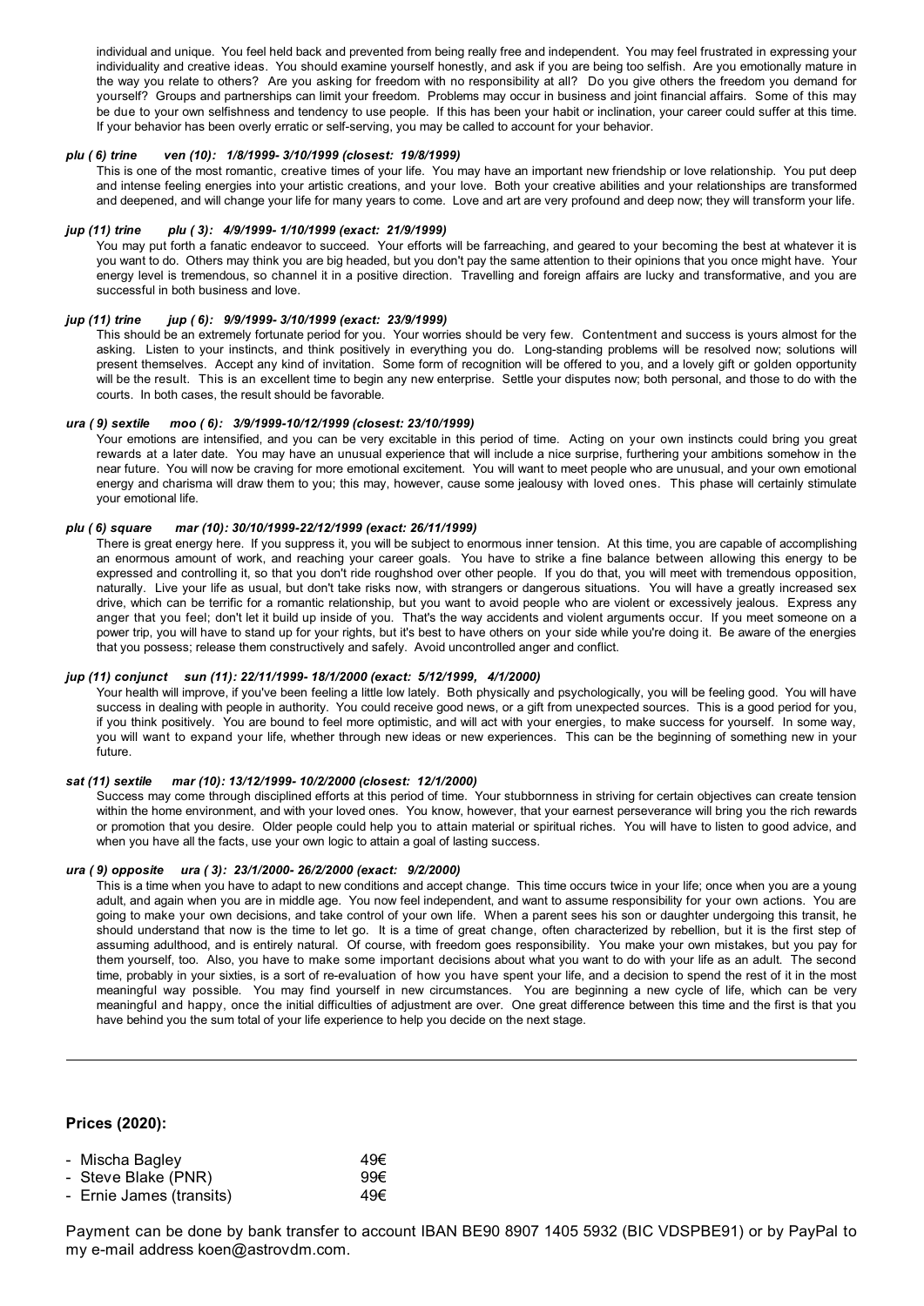individual and unique. You feel held back and prevented from being really free and independent. You may feel frustrated in expressing your individuality and creative ideas. You should examine yourself honestly, and ask if you are being too selfish. Are you emotionally mature in the way you relate to others? Are you asking for freedom with no responsibility at all? Do you give others the freedom you demand for yourself? Groups and partnerships can limit your freedom. Problems may occur in business and joint financial affairs. Some of this may be due to your own selfishness and tendency to use people. If this has been your habit or inclination, your career could suffer at this time. If your behavior has been overly erratic or self-serving, you may be called to account for your behavior.

***plu ( 6) trine ven (10): 1/8/1999- 3/10/1999 (closest: 19/8/1999)***

This is one of the most romantic, creative times of your life. You may have an important new friendship or love relationship. You put deep and intense feeling energies into your artistic creations, and your love. Both your creative abilities and your relationships are transformed and deepened, and will change your life for many years to come. Love and art are very profound and deep now; they will transform your life.

***jup (11) trine plu ( 3): 4/9/1999- 1/10/1999 (exact: 21/9/1999)***

You may put forth a fanatic endeavor to succeed. Your efforts will be farreaching, and geared to your becoming the best at whatever it is you want to do. Others may think you are big headed, but you don't pay the same attention to their opinions that you once might have. Your energy level is tremendous, so channel it in a positive direction. Travelling and foreign affairs are lucky and transformative, and you are successful in both business and love.

***jup (11) trine jup ( 6): 9/9/1999- 3/10/1999 (exact: 23/9/1999)***

This should be an extremely fortunate period for you. Your worries should be very few. Contentment and success is yours almost for the asking. Listen to your instincts, and think positively in everything you do. Long-standing problems will be resolved now; solutions will present themselves. Accept any kind of invitation. Some form of recognition will be offered to you, and a lovely gift or golden opportunity will be the result. This is an excellent time to begin any new enterprise. Settle your disputes now; both personal, and those to do with the courts. In both cases, the result should be favorable.

***ura ( 9) sextile moo ( 6): 3/9/1999-10/12/1999 (closest: 23/10/1999)***

Your emotions are intensified, and you can be very excitable in this period of time. Acting on your own instincts could bring you great rewards at a later date. You may have an unusual experience that will include a nice surprise, furthering your ambitions somehow in the near future. You will now be craving for more emotional excitement. You will want to meet people who are unusual, and your own emotional energy and charisma will draw them to you; this may, however, cause some jealousy with loved ones. This phase will certainly stimulate your emotional life.

***plu ( 6) square mar (10): 30/10/1999-22/12/1999 (exact: 26/11/1999)***

There is great energy here. If you suppress it, you will be subject to enormous inner tension. At this time, you are capable of accomplishing an enormous amount of work, and reaching your career goals. You have to strike a fine balance between allowing this energy to be expressed and controlling it, so that you don't ride roughshod over other people. If you do that, you will meet with tremendous opposition, naturally. Live your life as usual, but don't take risks now, with strangers or dangerous situations. You will have a greatly increased sex drive, which can be terrific for a romantic relationship, but you want to avoid people who are violent or excessively jealous. Express any anger that you feel; don't let it build up inside of you. That's the way accidents and violent arguments occur. If you meet someone on a power trip, you will have to stand up for your rights, but it's best to have others on your side while you're doing it. Be aware of the energies that you possess; release them constructively and safely. Avoid uncontrolled anger and conflict.

***jup (11) conjunct sun (11): 22/11/1999- 18/1/2000 (exact: 5/12/1999, 4/1/2000)***

Your health will improve, if you've been feeling a little low lately. Both physically and psychologically, you will be feeling good. You will have success in dealing with people in authority. You could receive good news, or a gift from unexpected sources. This is a good period for you, if you think positively. You are bound to feel more optimistic, and will act with your energies, to make success for yourself. In some way, you will want to expand your life, whether through new ideas or new experiences. This can be the beginning of something new in your future.

***sat (11) sextile mar (10): 13/12/1999- 10/2/2000 (closest: 12/1/2000)***

Success may come through disciplined efforts at this period of time. Your stubbornness in striving for certain objectives can create tension within the home environment, and with your loved ones. You know, however, that your earnest perseverance will bring you the rich rewards or promotion that you desire. Older people could help you to attain material or spiritual riches. You will have to listen to good advice, and when you have all the facts, use your own logic to attain a goal of lasting success.

***ura ( 9) opposite ura ( 3): 23/1/2000- 26/2/2000 (exact: 9/2/2000)***

This is a time when you have to adapt to new conditions and accept change. This time occurs twice in your life; once when you are a young adult, and again when you are in middle age. You now feel independent, and want to assume responsibility for your own actions. You are going to make your own decisions, and take control of your own life. When a parent sees his son or daughter undergoing this transit, he should understand that now is the time to let go. It is a time of great change, often characterized by rebellion, but it is the first step of assuming adulthood, and is entirely natural. Of course, with freedom goes responsibility. You make your own mistakes, but you pay for them yourself, too. Also, you have to make some important decisions about what you want to do with your life as an adult. The second time, probably in your sixties, is a sort of re-evaluation of how you have spent your life, and a decision to spend the rest of it in the most meaningful way possible. You may find yourself in new circumstances. You are beginning a new cycle of life, which can be very meaningful and happy, once the initial difficulties of adjustment are over. One great difference between this time and the first is that you have behind you the sum total of your life experience to help you decide on the next stage.

---

**Prices (2020):**

| | |
|---|---|
| - Mischa Bagley | 49€ |
| - Steve Blake (PNR) | 99€ |
| - Ernie James (transits) | 49€ |

Payment can be done by bank transfer to account IBAN BE90 8907 1405 5932 (BIC VDSPBE91) or by PayPal to my e-mail address koen@astrovdm.com.